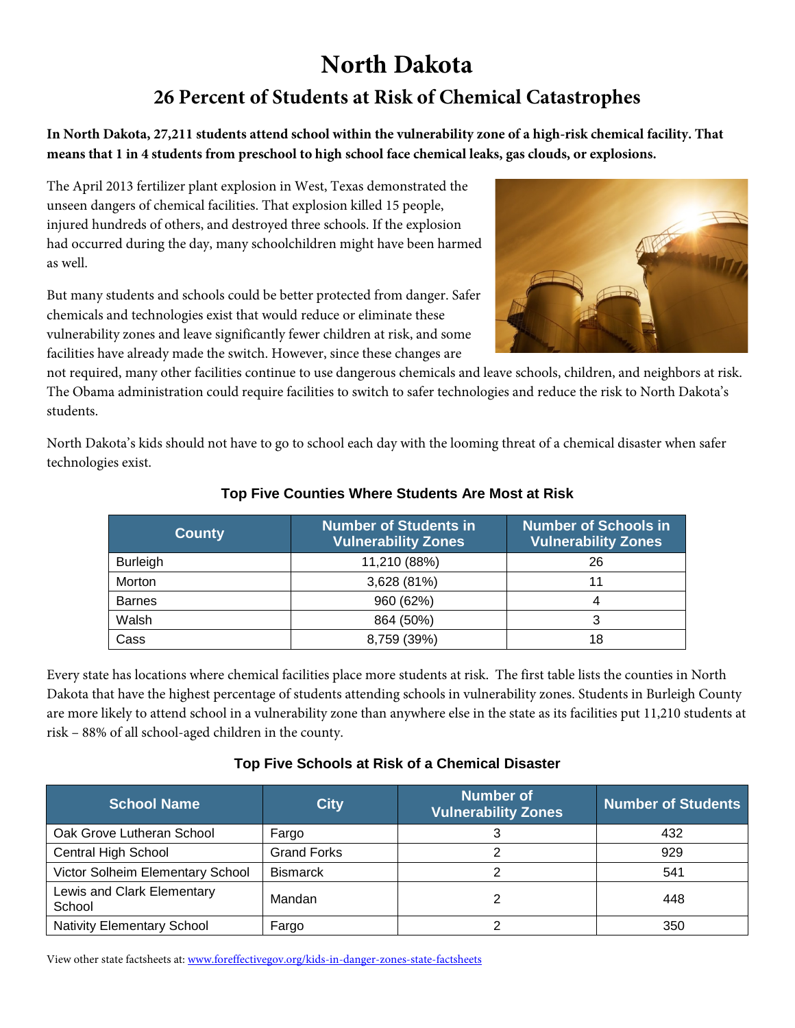# North Dakota

## 26 Percent of Students at Risk of Chemical Catastrophes

**In North Dakota, 27,211 students attend school within the vulnerability zone of a high-risk chemical facility. That means that 1 in 4 students from preschool to high school face chemical leaks, gas clouds, or explosions.**

The April 2013 fertilizer plant explosion in West, Texas demonstrated the unseen dangers of chemical facilities. That explosion killed 15 people, injured hundreds of others, and destroyed three schools. If the explosion had occurred during the day, many schoolchildren might have been harmed as well.

But many students and schools could be better protected from danger. Safer chemicals and technologies exist that would reduce or eliminate these vulnerability zones and leave significantly fewer children at risk, and some facilities have already made the switch. However, since these changes are not required, many other facilities continue to use dangerous chemicals and leave schools, children, and neighbors at risk. The Obama administration could require facilities to switch to safer technologies and reduce the risk to North Dakota's students.

North Dakota's kids should not have to go to school each day with the looming threat of a chemical disaster when safer technologies exist.

### Top Five Counties Where Students Are Most at Risk

| County | Number of Students in Vulnerability Zones | Number of Schools in Vulnerability Zones |
|---|---|---|
| Burleigh | 11,210 (88%) | 26 |
| Morton | 3,628 (81%) | 11 |
| Barnes | 960 (62%) | 4 |
| Walsh | 864 (50%) | 3 |
| Cass | 8,759 (39%) | 18 |

Every state has locations where chemical facilities place more students at risk. The first table lists the counties in North Dakota that have the highest percentage of students attending schools in vulnerability zones. Students in Burleigh County are more likely to attend school in a vulnerability zone than anywhere else in the state as its facilities put 11,210 students at risk – 88% of all school-aged children in the county.

### Top Five Schools at Risk of a Chemical Disaster

| School Name | City | Number of Vulnerability Zones | Number of Students |
|---|---|---|---|
| Oak Grove Lutheran School | Fargo | 3 | 432 |
| Central High School | Grand Forks | 2 | 929 |
| Victor Solheim Elementary School | Bismarck | 2 | 541 |
| Lewis and Clark Elementary School | Mandan | 2 | 448 |
| Nativity Elementary School | Fargo | 2 | 350 |

View other state factsheets at: [www.foreffectivegov.org/kids-in-danger-zones-state-factsheets](http://www.foreffectivegov.org/kids-in-danger-zones-state-factsheets)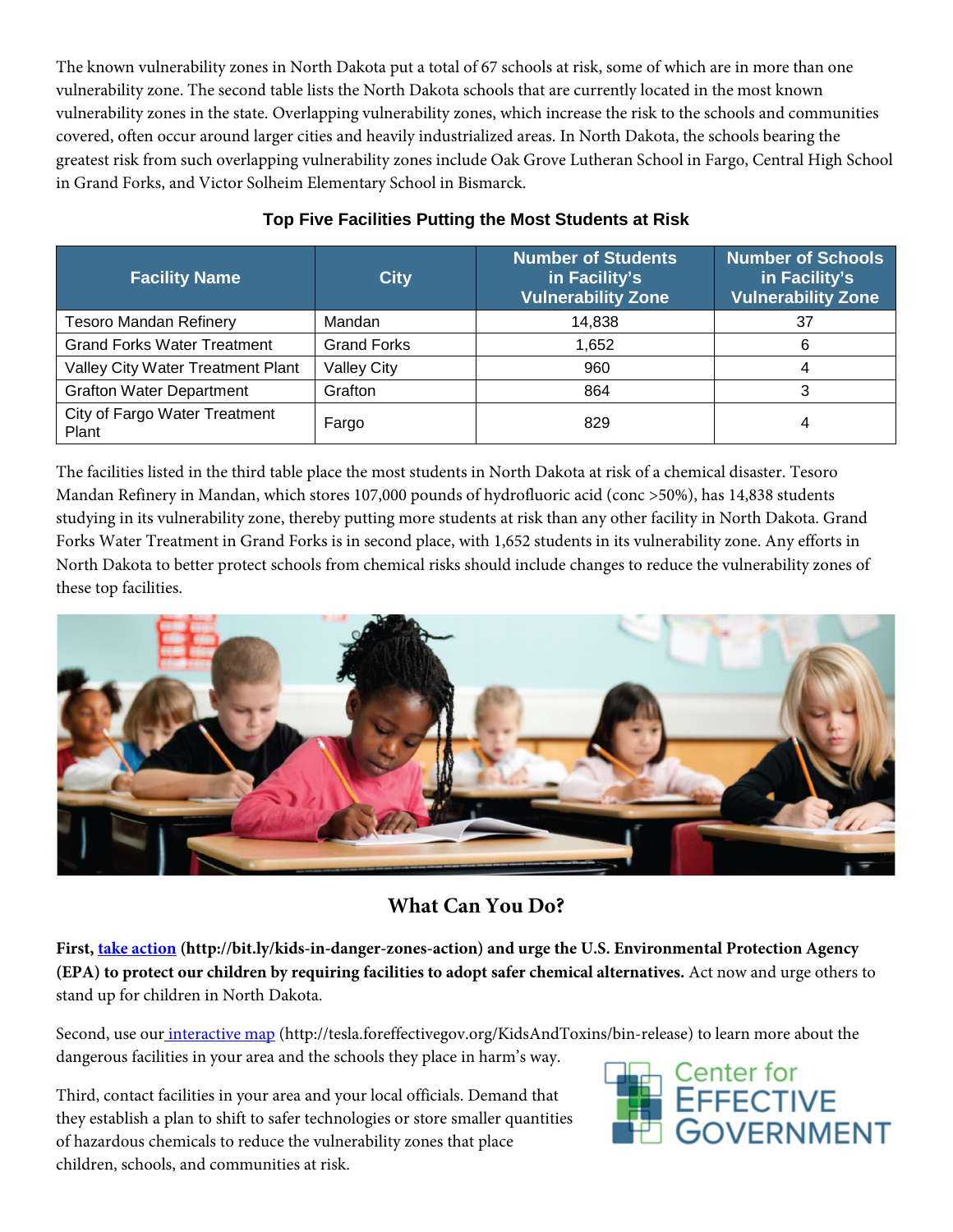The known vulnerability zones in North Dakota put a total of 67 schools at risk, some of which are in more than one vulnerability zone. The second table lists the North Dakota schools that are currently located in the most known vulnerability zones in the state. Overlapping vulnerability zones, which increase the risk to the schools and communities covered, often occur around larger cities and heavily industrialized areas. In North Dakota, the schools bearing the greatest risk from such overlapping vulnerability zones include Oak Grove Lutheran School in Fargo, Central High School in Grand Forks, and Victor Solheim Elementary School in Bismarck.

**Top Five Facilities Putting the Most Students at Risk**

| Facility Name | City | Number of Students in Facility's Vulnerability Zone | Number of Schools in Facility's Vulnerability Zone |
|---|---|---|---|
| Tesoro Mandan Refinery | Mandan | 14,838 | 37 |
| Grand Forks Water Treatment | Grand Forks | 1,652 | 6 |
| Valley City Water Treatment Plant | Valley City | 960 | 4 |
| Grafton Water Department | Grafton | 864 | 3 |
| City of Fargo Water Treatment Plant | Fargo | 829 | 4 |

The facilities listed in the third table place the most students in North Dakota at risk of a chemical disaster. Tesoro Mandan Refinery in Mandan, which stores 107,000 pounds of hydrofluoric acid (conc >50%), has 14,838 students studying in its vulnerability zone, thereby putting more students at risk than any other facility in North Dakota. Grand Forks Water Treatment in Grand Forks is in second place, with 1,652 students in its vulnerability zone. Any efforts in North Dakota to better protect schools from chemical risks should include changes to reduce the vulnerability zones of these top facilities.

## What Can You Do?

**First, take action (http://bit.ly/kids-in-danger-zones-action) and urge the U.S. Environmental Protection Agency (EPA) to protect our children by requiring facilities to adopt safer chemical alternatives.** Act now and urge others to stand up for children in North Dakota.

Second, use our interactive map (http://tesla.foreffectivegov.org/KidsAndToxins/bin-release) to learn more about the dangerous facilities in your area and the schools they place in harm's way.

Third, contact facilities in your area and your local officials. Demand that they establish a plan to shift to safer technologies or store smaller quantities of hazardous chemicals to reduce the vulnerability zones that place children, schools, and communities at risk.

Center for Effective Government